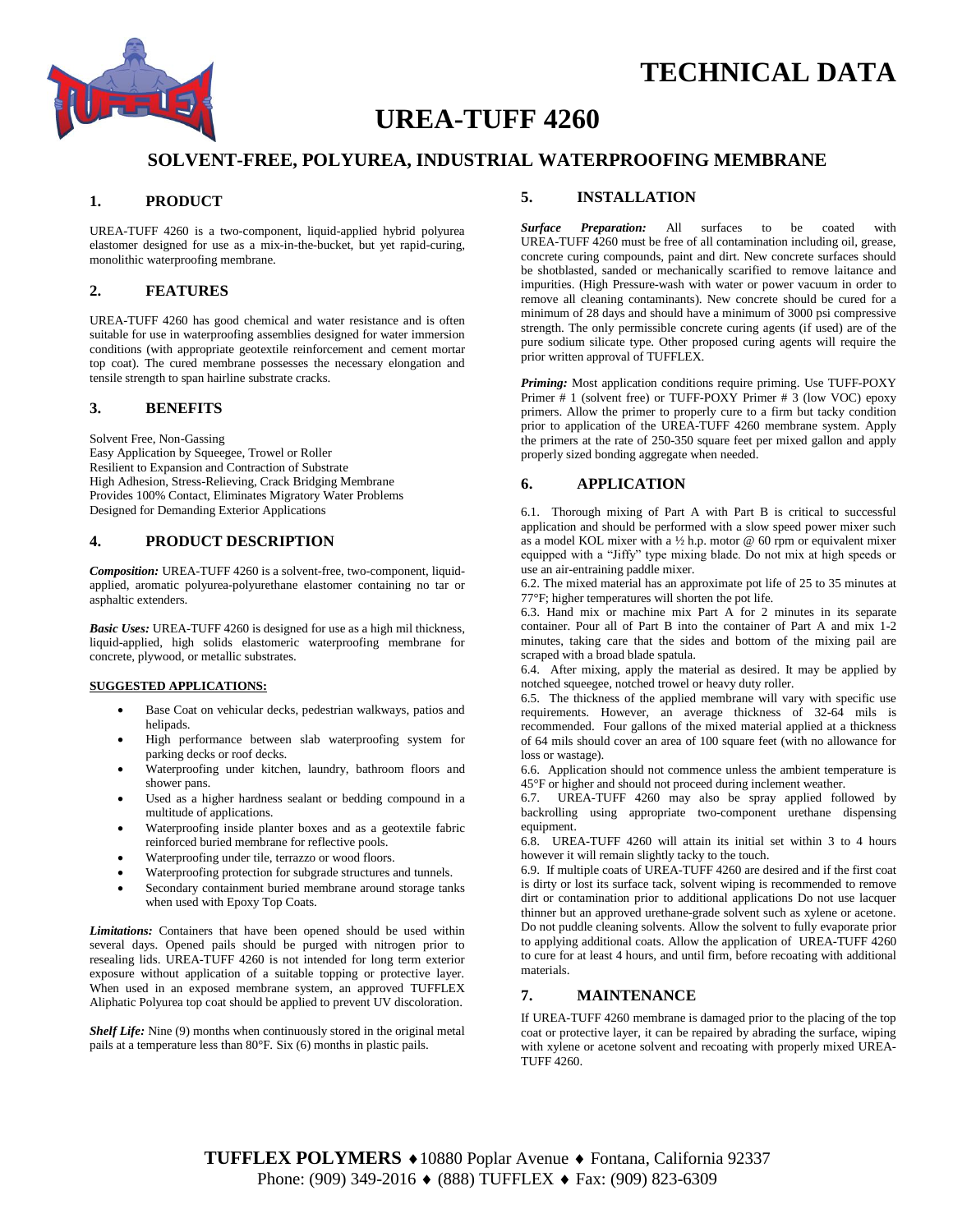# TECHNICAL DATA

# UREA-TUFF 4260

## SOLVENT-FREE, POLYUREA, INDUSTRIAL WATERPROOFING MEMBRANE

### 1. PRODUCT

UREA-TUFF 4260 is a two-component, liquid-applied hybrid polyurea elastomer designed for use as a mix-in-the-bucket, but yet rapid-curing, monolithic waterproofing membrane.

### 2. FEATURES

UREA-TUFF 4260 has good chemical and water resistance and is often suitable for use in waterproofing assemblies designed for water immersion conditions (with appropriate geotextile reinforcement and cement mortar top coat). The cured membrane possesses the necessary elongation and tensile strength to span hairline substrate cracks.

### 3. BENEFITS

Solvent Free, Non-Gassing
Easy Application by Squeegee, Trowel or Roller
Resilient to Expansion and Contraction of Substrate
High Adhesion, Stress-Relieving, Crack Bridging Membrane
Provides 100% Contact, Eliminates Migratory Water Problems
Designed for Demanding Exterior Applications

### 4. PRODUCT DESCRIPTION

***Composition:*** UREA-TUFF 4260 is a solvent-free, two-component, liquid-applied, aromatic polyurea-polyurethane elastomer containing no tar or asphaltic extenders.

***Basic Uses:*** UREA-TUFF 4260 is designed for use as a high mil thickness, liquid-applied, high solids elastomeric waterproofing membrane for concrete, plywood, or metallic substrates.

**SUGGESTED APPLICATIONS:**

- Base Coat on vehicular decks, pedestrian walkways, patios and helipads.
- High performance between slab waterproofing system for parking decks or roof decks.
- Waterproofing under kitchen, laundry, bathroom floors and shower pans.
- Used as a higher hardness sealant or bedding compound in a multitude of applications.
- Waterproofing inside planter boxes and as a geotextile fabric reinforced buried membrane for reflective pools.
- Waterproofing under tile, terrazzo or wood floors.
- Waterproofing protection for subgrade structures and tunnels.
- Secondary containment buried membrane around storage tanks when used with Epoxy Top Coats.

***Limitations:*** Containers that have been opened should be used within several days. Opened pails should be purged with nitrogen prior to resealing lids. UREA-TUFF 4260 is not intended for long term exterior exposure without application of a suitable topping or protective layer. When used in an exposed membrane system, an approved TUFFLEX Aliphatic Polyurea top coat should be applied to prevent UV discoloration.

***Shelf Life:*** Nine (9) months when continuously stored in the original metal pails at a temperature less than 80°F. Six (6) months in plastic pails.

### 5. INSTALLATION

***Surface Preparation:*** All surfaces to be coated with UREA-TUFF 4260 must be free of all contamination including oil, grease, concrete curing compounds, paint and dirt. New concrete surfaces should be shotblasted, sanded or mechanically scarified to remove laitance and impurities. (High Pressure-wash with water or power vacuum in order to remove all cleaning contaminants). New concrete should be cured for a minimum of 28 days and should have a minimum of 3000 psi compressive strength. The only permissible concrete curing agents (if used) are of the pure sodium silicate type. Other proposed curing agents will require the prior written approval of TUFFLEX.

***Priming:*** Most application conditions require priming. Use TUFF-POXY Primer # 1 (solvent free) or TUFF-POXY Primer # 3 (low VOC) epoxy primers. Allow the primer to properly cure to a firm but tacky condition prior to application of the UREA-TUFF 4260 membrane system. Apply the primers at the rate of 250-350 square feet per mixed gallon and apply properly sized bonding aggregate when needed.

### 6. APPLICATION

6.1. Thorough mixing of Part A with Part B is critical to successful application and should be performed with a slow speed power mixer such as a model KOL mixer with a ½ h.p. motor @ 60 rpm or equivalent mixer equipped with a "Jiffy" type mixing blade. Do not mix at high speeds or use an air-entraining paddle mixer.
6.2. The mixed material has an approximate pot life of 25 to 35 minutes at 77°F; higher temperatures will shorten the pot life.
6.3. Hand mix or machine mix Part A for 2 minutes in its separate container. Pour all of Part B into the container of Part A and mix 1-2 minutes, taking care that the sides and bottom of the mixing pail are scraped with a broad blade spatula.
6.4. After mixing, apply the material as desired. It may be applied by notched squeegee, notched trowel or heavy duty roller.
6.5. The thickness of the applied membrane will vary with specific use requirements. However, an average thickness of 32-64 mils is recommended. Four gallons of the mixed material applied at a thickness of 64 mils should cover an area of 100 square feet (with no allowance for loss or wastage).
6.6. Application should not commence unless the ambient temperature is 45°F or higher and should not proceed during inclement weather.
6.7. UREA-TUFF 4260 may also be spray applied followed by backrolling using appropriate two-component urethane dispensing equipment.
6.8. UREA-TUFF 4260 will attain its initial set within 3 to 4 hours however it will remain slightly tacky to the touch.
6.9. If multiple coats of UREA-TUFF 4260 are desired and if the first coat is dirty or lost its surface tack, solvent wiping is recommended to remove dirt or contamination prior to additional applications Do not use lacquer thinner but an approved urethane-grade solvent such as xylene or acetone. Do not puddle cleaning solvents. Allow the solvent to fully evaporate prior to applying additional coats. Allow the application of UREA-TUFF 4260 to cure for at least 4 hours, and until firm, before recoating with additional materials.

### 7. MAINTENANCE

If UREA-TUFF 4260 membrane is damaged prior to the placing of the top coat or protective layer, it can be repaired by abrading the surface, wiping with xylene or acetone solvent and recoating with properly mixed UREA-TUFF 4260.

**TUFFLEX POLYMERS** ♦ 10880 Poplar Avenue ♦ Fontana, California 92337
Phone: (909) 349-2016 ♦ (888) TUFFLEX ♦ Fax: (909) 823-6309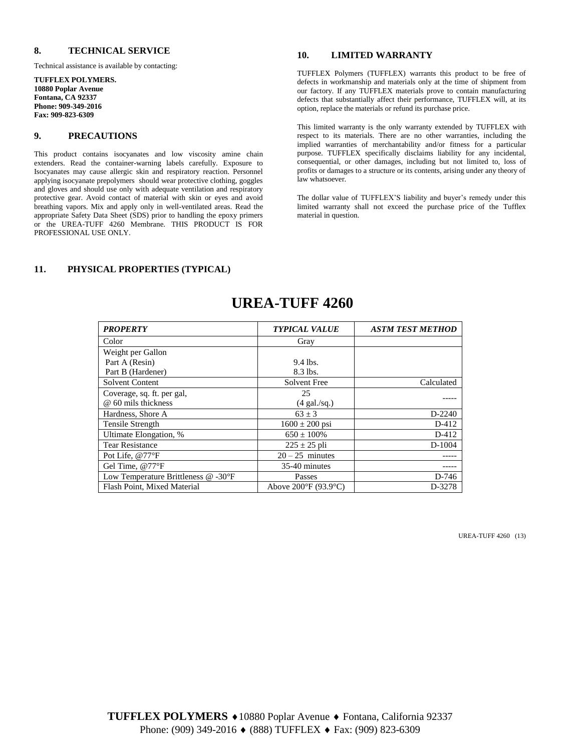## 8. TECHNICAL SERVICE

Technical assistance is available by contacting:

**TUFFLEX POLYMERS.**
**10880 Poplar Avenue**
**Fontana, CA 92337**
**Phone: 909-349-2016**
**Fax: 909-823-6309**

## 9. PRECAUTIONS

This product contains isocyanates and low viscosity amine chain extenders. Read the container-warning labels carefully. Exposure to Isocyanates may cause allergic skin and respiratory reaction. Personnel applying isocyanate prepolymers should wear protective clothing, goggles and gloves and should use only with adequate ventilation and respiratory protective gear. Avoid contact of material with skin or eyes and avoid breathing vapors. Mix and apply only in well-ventilated areas. Read the appropriate Safety Data Sheet (SDS) prior to handling the epoxy primers or the UREA-TUFF 4260 Membrane. THIS PRODUCT IS FOR PROFESSIONAL USE ONLY.

## 10. LIMITED WARRANTY

TUFFLEX Polymers (TUFFLEX) warrants this product to be free of defects in workmanship and materials only at the time of shipment from our factory. If any TUFFLEX materials prove to contain manufacturing defects that substantially affect their performance, TUFFLEX will, at its option, replace the materials or refund its purchase price.

This limited warranty is the only warranty extended by TUFFLEX with respect to its materials. There are no other warranties, including the implied warranties of merchantability and/or fitness for a particular purpose. TUFFLEX specifically disclaims liability for any incidental, consequential, or other damages, including but not limited to, loss of profits or damages to a structure or its contents, arising under any theory of law whatsoever.

The dollar value of TUFFLEX'S liability and buyer's remedy under this limited warranty shall not exceed the purchase price of the Tufflex material in question.

## 11. PHYSICAL PROPERTIES (TYPICAL)

# UREA-TUFF 4260

| ***PROPERTY*** | ***TYPICAL VALUE*** | ***ASTM TEST METHOD*** |
|---|---|---|
| Color | Gray | |
| Weight per Gallon<br>Part A (Resin)<br>Part B (Hardener) | <br>9.4 lbs.<br>8.3 lbs. | |
| Solvent Content | Solvent Free | Calculated |
| Coverage, sq. ft. per gal,<br>@ 60 mils thickness | 25<br>(4 gal./sq.) | ----- |
| Hardness, Shore A | 63 ± 3 | D-2240 |
| Tensile Strength | 1600 ± 200 psi | D-412 |
| Ultimate Elongation, % | 650 ± 100% | D-412 |
| Tear Resistance | 225 ± 25 pli | D-1004 |
| Pot Life, @77°F | 20 – 25 minutes | ----- |
| Gel Time, @77°F | 35-40 minutes | ----- |
| Low Temperature Brittleness @ -30°F | Passes | D-746 |
| Flash Point, Mixed Material | Above 200°F (93.9°C) | D-3278 |

UREA-TUFF 4260 (13)

**TUFFLEX POLYMERS** ♦ 10880 Poplar Avenue ♦ Fontana, California 92337
Phone: (909) 349-2016 ♦ (888) TUFFLEX ♦ Fax: (909) 823-6309